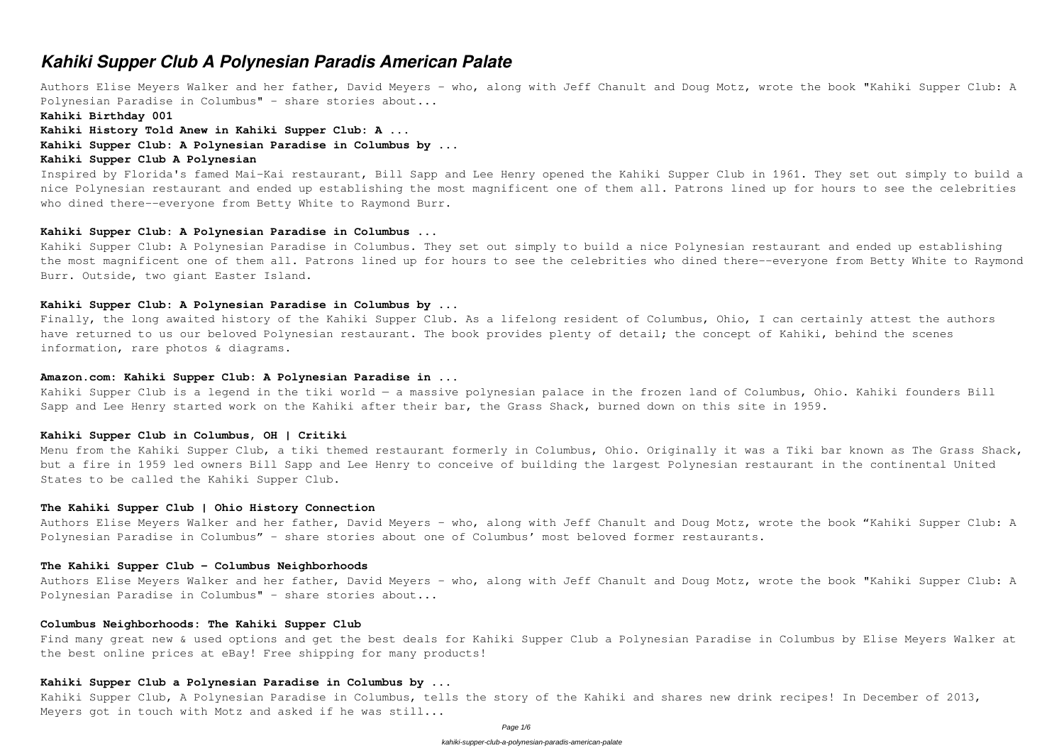# *Kahiki Supper Club A Polynesian Paradis American Palate*

Authors Elise Meyers Walker and her father, David Meyers - who, along with Jeff Chanult and Doug Motz, wrote the book "Kahiki Supper Club: A Polynesian Paradise in Columbus" - share stories about...

**Kahiki Birthday 001**

**Kahiki History Told Anew in Kahiki Supper Club: A ...**

**Kahiki Supper Club: A Polynesian Paradise in Columbus by ...**

**Kahiki Supper Club A Polynesian**

Inspired by Florida's famed Mai-Kai restaurant, Bill Sapp and Lee Henry opened the Kahiki Supper Club in 1961. They set out simply to build a nice Polynesian restaurant and ended up establishing the most magnificent one of them all. Patrons lined up for hours to see the celebrities who dined there--everyone from Betty White to Raymond Burr.

#### **Kahiki Supper Club: A Polynesian Paradise in Columbus ...**

Kahiki Supper Club: A Polynesian Paradise in Columbus. They set out simply to build a nice Polynesian restaurant and ended up establishing the most magnificent one of them all. Patrons lined up for hours to see the celebrities who dined there--everyone from Betty White to Raymond Burr. Outside, two giant Easter Island.

#### **Kahiki Supper Club: A Polynesian Paradise in Columbus by ...**

Finally, the long awaited history of the Kahiki Supper Club. As a lifelong resident of Columbus, Ohio, I can certainly attest the authors have returned to us our beloved Polynesian restaurant. The book provides plenty of detail; the concept of Kahiki, behind the scenes information, rare photos & diagrams.

#### **Amazon.com: Kahiki Supper Club: A Polynesian Paradise in ...**

Kahiki Supper Club is a legend in the tiki world — a massive polynesian palace in the frozen land of Columbus, Ohio. Kahiki founders Bill Sapp and Lee Henry started work on the Kahiki after their bar, the Grass Shack, burned down on this site in 1959.

#### **Kahiki Supper Club in Columbus, OH | Critiki**

Menu from the Kahiki Supper Club, a tiki themed restaurant formerly in Columbus, Ohio. Originally it was a Tiki bar known as The Grass Shack, but a fire in 1959 led owners Bill Sapp and Lee Henry to conceive of building the largest Polynesian restaurant in the continental United States to be called the Kahiki Supper Club.

#### **The Kahiki Supper Club | Ohio History Connection**

Authors Elise Meyers Walker and her father, David Meyers - who, along with Jeff Chanult and Doug Motz, wrote the book "Kahiki Supper Club: A Polynesian Paradise in Columbus" - share stories about one of Columbus' most beloved former restaurants.

#### **The Kahiki Supper Club - Columbus Neighborhoods**

Authors Elise Meyers Walker and her father, David Meyers - who, along with Jeff Chanult and Doug Motz, wrote the book "Kahiki Supper Club: A Polynesian Paradise in Columbus" - share stories about...

#### **Columbus Neighborhoods: The Kahiki Supper Club**

Find many great new & used options and get the best deals for Kahiki Supper Club a Polynesian Paradise in Columbus by Elise Meyers Walker at the best online prices at eBay! Free shipping for many products!

#### **Kahiki Supper Club a Polynesian Paradise in Columbus by ...**

Kahiki Supper Club, A Polynesian Paradise in Columbus, tells the story of the Kahiki and shares new drink recipes! In December of 2013, Meyers got in touch with Motz and asked if he was still...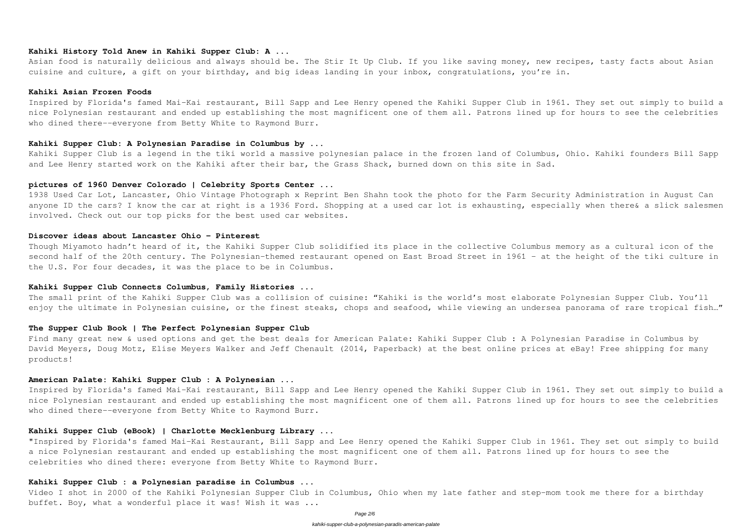**Kahiki History Told Anew in Kahiki Supper Club: A ...**

Asian food is naturally delicious and always should be. The Stir It Up Club. If you like saving money, new recipes, tasty facts about Asian cuisine and culture, a gift on your birthday, and big ideas landing in your inbox, congratulations, you're in.

**Kahiki Asian Frozen Foods**

Inspired by Florida's famed Mai-Kai restaurant, Bill Sapp and Lee Henry opened the Kahiki Supper Club in 1961. They set out simply to build a nice Polynesian restaurant and ended up establishing the most magnificent one of them all. Patrons lined up for hours to see the celebrities who dined there--everyone from Betty White to Raymond Burr.

**Kahiki Supper Club: A Polynesian Paradise in Columbus by ...**

Kahiki Supper Club is a legend in the tiki world a massive polynesian palace in the frozen land of Columbus, Ohio. Kahiki founders Bill Sapp and Lee Henry started work on the Kahiki after their bar, the Grass Shack, burned down on this site in Sad.

**pictures of 1960 Denver Colorado | Celebrity Sports Center ...**

1938 Used Car Lot, Lancaster, Ohio Vintage Photograph x Reprint Ben Shahn took the photo for the Farm Security Administration in August Can anyone ID the cars? I know the car at right is a 1936 Ford. Shopping at a used car lot is exhausting, especially when there& a slick salesmen involved. Check out our top picks for the best used car websites.

**Discover ideas about Lancaster Ohio - Pinterest**

Though Miyamoto hadn't heard of it, the Kahiki Supper Club solidified its place in the collective Columbus memory as a cultural icon of the second half of the 20th century. The Polynesian-themed restaurant opened on East Broad Street in 1961 – at the height of the tiki culture in the U.S. For four decades, it was the place to be in Columbus.

**Kahiki Supper Club Connects Columbus, Family Histories ...**

The small print of the Kahiki Supper Club was a collision of cuisine: "Kahiki is the world's most elaborate Polynesian Supper Club. You'll enjoy the ultimate in Polynesian cuisine, or the finest steaks, chops and seafood, while viewing an undersea panorama of rare tropical fish…"

**The Supper Club Book | The Perfect Polynesian Supper Club**

Find many great new & used options and get the best deals for American Palate: Kahiki Supper Club : A Polynesian Paradise in Columbus by David Meyers, Doug Motz, Elise Meyers Walker and Jeff Chenault (2014, Paperback) at the best online prices at eBay! Free shipping for many products!

**American Palate: Kahiki Supper Club : A Polynesian ...**

Inspired by Florida's famed Mai-Kai restaurant, Bill Sapp and Lee Henry opened the Kahiki Supper Club in 1961. They set out simply to build a nice Polynesian restaurant and ended up establishing the most magnificent one of them all. Patrons lined up for hours to see the celebrities who dined there--everyone from Betty White to Raymond Burr.

**Kahiki Supper Club (eBook) | Charlotte Mecklenburg Library ...**

"Inspired by Florida's famed Mai-Kai Restaurant, Bill Sapp and Lee Henry opened the Kahiki Supper Club in 1961. They set out simply to build a nice Polynesian restaurant and ended up establishing the most magnificent one of them all. Patrons lined up for hours to see the celebrities who dined there: everyone from Betty White to Raymond Burr.

**Kahiki Supper Club : a Polynesian paradise in Columbus ...**

Video I shot in 2000 of the Kahiki Polynesian Supper Club in Columbus, Ohio when my late father and step-mom took me there for a birthday buffet. Boy, what a wonderful place it was! Wish it was ...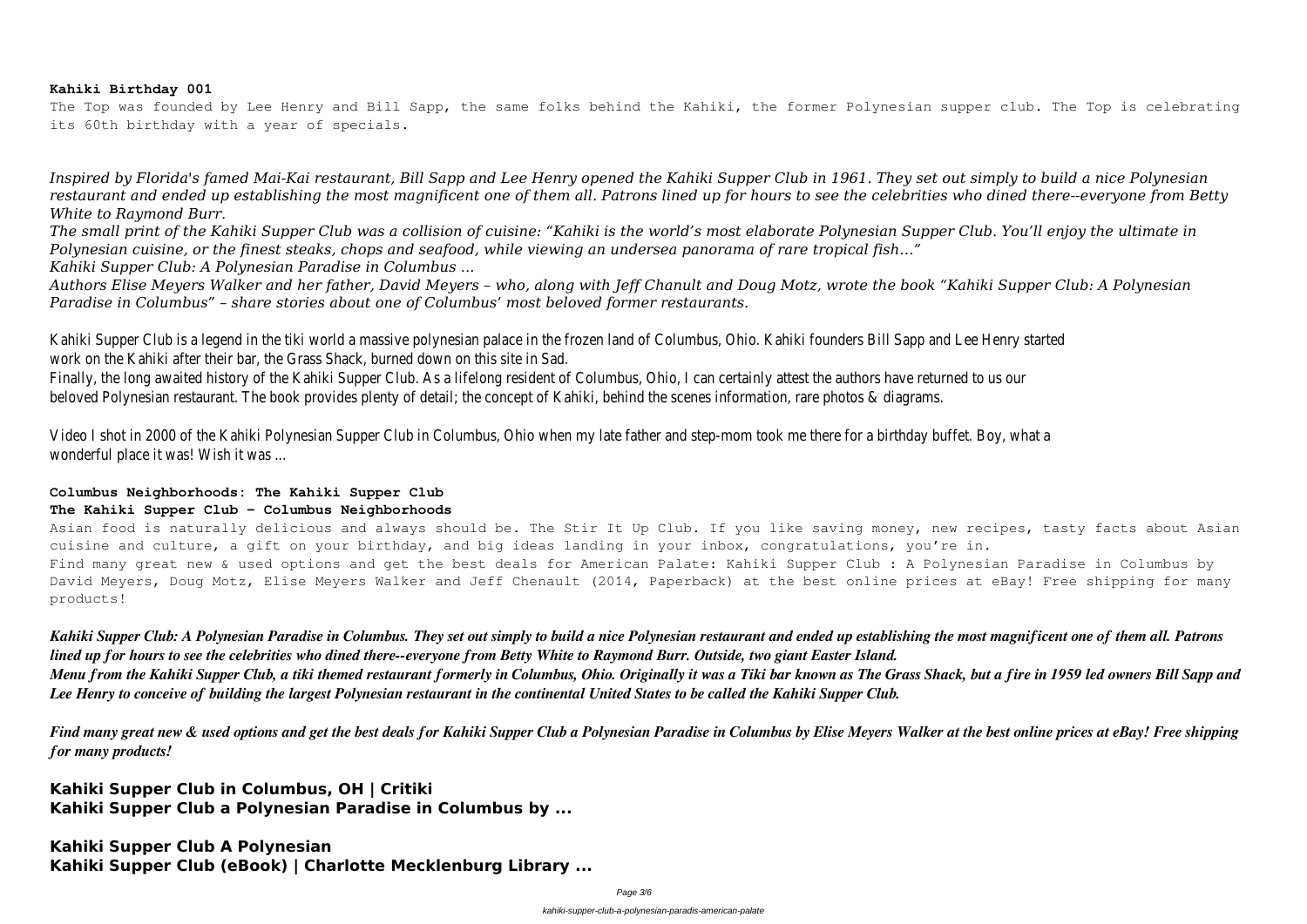**Kahiki Birthday 001**

The Top was founded by Lee Henry and Bill Sapp, the same folks behind the Kahiki, the former Polynesian supper club. The Top is celebrating its 60th birthday with a year of specials.

*Inspired by Florida's famed Mai-Kai restaurant, Bill Sapp and Lee Henry opened the Kahiki Supper Club in 1961. They set out simply to build a nice Polynesian restaurant and ended up establishing the most magnificent one of them all. Patrons lined up for hours to see the celebrities who dined there--everyone from Betty White to Raymond Burr.*

*The small print of the Kahiki Supper Club was a collision of cuisine: "Kahiki is the world's most elaborate Polynesian Supper Club. You'll enjoy the ultimate in Polynesian cuisine, or the finest steaks, chops and seafood, while viewing an undersea panorama of rare tropical fish…"*

*Kahiki Supper Club: A Polynesian Paradise in Columbus ...*

*Authors Elise Meyers Walker and her father, David Meyers – who, along with Jeff Chanult and Doug Motz, wrote the book "Kahiki Supper Club: A Polynesian Paradise in Columbus" – share stories about one of Columbus' most beloved former restaurants.*

Kahiki Supper Club is a legend in the tiki world a massive polynesian palace in the frozen land of Columbus, Ohio. Kahiki founders Bill Sapp and Lee Henry started work on the Kahiki after their bar, the Grass Shack, burned down on this site in Sad.

Finally, the long awaited history of the Kahiki Supper Club. As a lifelong resident of Columbus, Ohio, I can certainly attest the authors have returned to us our beloved Polynesian restaurant. The book provides plenty of detail; the concept of Kahiki, behind the scenes information, rare photos & diagrams.

Video I shot in 2000 of the Kahiki Polynesian Supper Club in Columbus, Ohio when my late father and step-mom took me there for a birthday buffet. Boy, what a wonderful place it was! Wish it was ...

**Columbus Neighborhoods: The Kahiki Supper Club**

**The Kahiki Supper Club - Columbus Neighborhoods**

Asian food is naturally delicious and always should be. The Stir It Up Club. If you like saving money, new recipes, tasty facts about Asian cuisine and culture, a gift on your birthday, and big ideas landing in your inbox, congratulations, you're in.

Find many great new & used options and get the best deals for American Palate: Kahiki Supper Club : A Polynesian Paradise in Columbus by David Meyers, Doug Motz, Elise Meyers Walker and Jeff Chenault (2014, Paperback) at the best online prices at eBay! Free shipping for many products!

***Kahiki Supper Club: A Polynesian Paradise in Columbus. They set out simply to build a nice Polynesian restaurant and ended up establishing the most magnificent one of them all. Patrons lined up for hours to see the celebrities who dined there--everyone from Betty White to Raymond Burr. Outside, two giant Easter Island.***

***Menu from the Kahiki Supper Club, a tiki themed restaurant formerly in Columbus, Ohio. Originally it was a Tiki bar known as The Grass Shack, but a fire in 1959 led owners Bill Sapp and Lee Henry to conceive of building the largest Polynesian restaurant in the continental United States to be called the Kahiki Supper Club.***

***Find many great new & used options and get the best deals for Kahiki Supper Club a Polynesian Paradise in Columbus by Elise Meyers Walker at the best online prices at eBay! Free shipping for many products!***

**Kahiki Supper Club in Columbus, OH | Critiki**

**Kahiki Supper Club a Polynesian Paradise in Columbus by ...**

**Kahiki Supper Club A Polynesian**

**Kahiki Supper Club (eBook) | Charlotte Mecklenburg Library ...**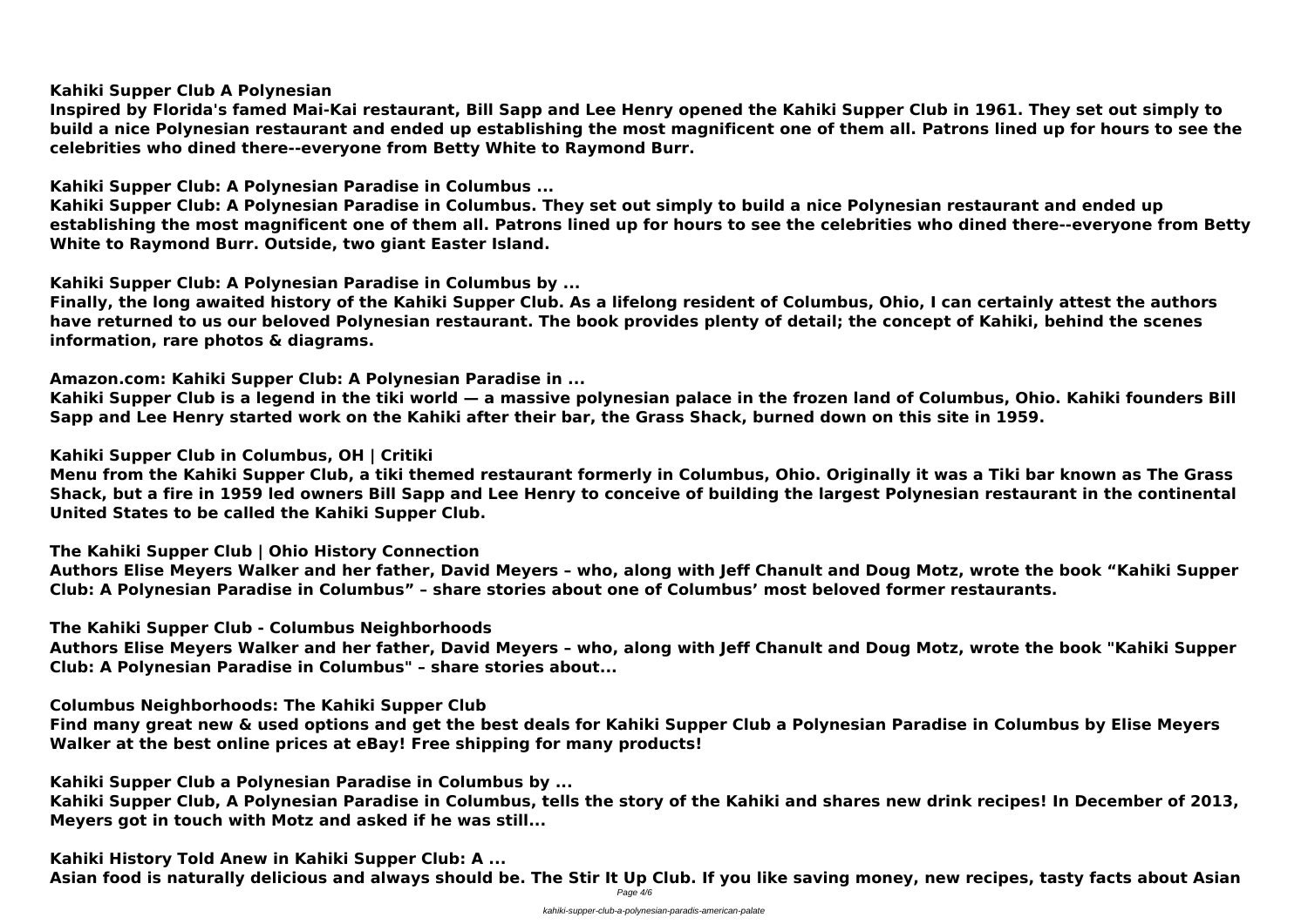**Kahiki Supper Club A Polynesian**

**Inspired by Florida's famed Mai-Kai restaurant, Bill Sapp and Lee Henry opened the Kahiki Supper Club in 1961. They set out simply to build a nice Polynesian restaurant and ended up establishing the most magnificent one of them all. Patrons lined up for hours to see the celebrities who dined there--everyone from Betty White to Raymond Burr.**

**Kahiki Supper Club: A Polynesian Paradise in Columbus ...**

**Kahiki Supper Club: A Polynesian Paradise in Columbus. They set out simply to build a nice Polynesian restaurant and ended up establishing the most magnificent one of them all. Patrons lined up for hours to see the celebrities who dined there--everyone from Betty White to Raymond Burr. Outside, two giant Easter Island.**

**Kahiki Supper Club: A Polynesian Paradise in Columbus by ...**

**Finally, the long awaited history of the Kahiki Supper Club. As a lifelong resident of Columbus, Ohio, I can certainly attest the authors have returned to us our beloved Polynesian restaurant. The book provides plenty of detail; the concept of Kahiki, behind the scenes information, rare photos & diagrams.**

**Amazon.com: Kahiki Supper Club: A Polynesian Paradise in ...**

**Kahiki Supper Club is a legend in the tiki world — a massive polynesian palace in the frozen land of Columbus, Ohio. Kahiki founders Bill Sapp and Lee Henry started work on the Kahiki after their bar, the Grass Shack, burned down on this site in 1959.**

**Kahiki Supper Club in Columbus, OH | Critiki**

**Menu from the Kahiki Supper Club, a tiki themed restaurant formerly in Columbus, Ohio. Originally it was a Tiki bar known as The Grass Shack, but a fire in 1959 led owners Bill Sapp and Lee Henry to conceive of building the largest Polynesian restaurant in the continental United States to be called the Kahiki Supper Club.**

**The Kahiki Supper Club | Ohio History Connection**

**Authors Elise Meyers Walker and her father, David Meyers – who, along with Jeff Chanult and Doug Motz, wrote the book "Kahiki Supper Club: A Polynesian Paradise in Columbus" – share stories about one of Columbus' most beloved former restaurants.**

**The Kahiki Supper Club - Columbus Neighborhoods**

**Authors Elise Meyers Walker and her father, David Meyers – who, along with Jeff Chanult and Doug Motz, wrote the book "Kahiki Supper Club: A Polynesian Paradise in Columbus" – share stories about...**

**Columbus Neighborhoods: The Kahiki Supper Club**

**Find many great new & used options and get the best deals for Kahiki Supper Club a Polynesian Paradise in Columbus by Elise Meyers Walker at the best online prices at eBay! Free shipping for many products!**

**Kahiki Supper Club a Polynesian Paradise in Columbus by ...**

**Kahiki Supper Club, A Polynesian Paradise in Columbus, tells the story of the Kahiki and shares new drink recipes! In December of 2013, Meyers got in touch with Motz and asked if he was still...**

**Kahiki History Told Anew in Kahiki Supper Club: A ...**

**Asian food is naturally delicious and always should be. The Stir It Up Club. If you like saving money, new recipes, tasty facts about Asian**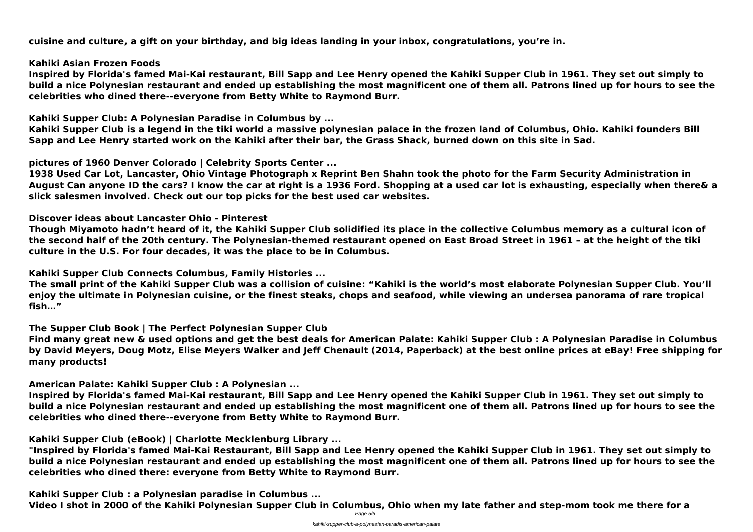**cuisine and culture, a gift on your birthday, and big ideas landing in your inbox, congratulations, you're in.**

**Kahiki Asian Frozen Foods**

**Inspired by Florida's famed Mai-Kai restaurant, Bill Sapp and Lee Henry opened the Kahiki Supper Club in 1961. They set out simply to build a nice Polynesian restaurant and ended up establishing the most magnificent one of them all. Patrons lined up for hours to see the celebrities who dined there--everyone from Betty White to Raymond Burr.**

**Kahiki Supper Club: A Polynesian Paradise in Columbus by ...**

**Kahiki Supper Club is a legend in the tiki world a massive polynesian palace in the frozen land of Columbus, Ohio. Kahiki founders Bill Sapp and Lee Henry started work on the Kahiki after their bar, the Grass Shack, burned down on this site in Sad.**

**pictures of 1960 Denver Colorado | Celebrity Sports Center ...**

**1938 Used Car Lot, Lancaster, Ohio Vintage Photograph x Reprint Ben Shahn took the photo for the Farm Security Administration in August Can anyone ID the cars? I know the car at right is a 1936 Ford. Shopping at a used car lot is exhausting, especially when there& a slick salesmen involved. Check out our top picks for the best used car websites.**

**Discover ideas about Lancaster Ohio - Pinterest**

**Though Miyamoto hadn't heard of it, the Kahiki Supper Club solidified its place in the collective Columbus memory as a cultural icon of the second half of the 20th century. The Polynesian-themed restaurant opened on East Broad Street in 1961 – at the height of the tiki culture in the U.S. For four decades, it was the place to be in Columbus.**

**Kahiki Supper Club Connects Columbus, Family Histories ...**

**The small print of the Kahiki Supper Club was a collision of cuisine: "Kahiki is the world's most elaborate Polynesian Supper Club. You'll enjoy the ultimate in Polynesian cuisine, or the finest steaks, chops and seafood, while viewing an undersea panorama of rare tropical fish…"**

**The Supper Club Book | The Perfect Polynesian Supper Club**

**Find many great new & used options and get the best deals for American Palate: Kahiki Supper Club : A Polynesian Paradise in Columbus by David Meyers, Doug Motz, Elise Meyers Walker and Jeff Chenault (2014, Paperback) at the best online prices at eBay! Free shipping for many products!**

**American Palate: Kahiki Supper Club : A Polynesian ...**

**Inspired by Florida's famed Mai-Kai restaurant, Bill Sapp and Lee Henry opened the Kahiki Supper Club in 1961. They set out simply to build a nice Polynesian restaurant and ended up establishing the most magnificent one of them all. Patrons lined up for hours to see the celebrities who dined there--everyone from Betty White to Raymond Burr.**

**Kahiki Supper Club (eBook) | Charlotte Mecklenburg Library ...**

**"Inspired by Florida's famed Mai-Kai Restaurant, Bill Sapp and Lee Henry opened the Kahiki Supper Club in 1961. They set out simply to build a nice Polynesian restaurant and ended up establishing the most magnificent one of them all. Patrons lined up for hours to see the celebrities who dined there: everyone from Betty White to Raymond Burr.**

**Kahiki Supper Club : a Polynesian paradise in Columbus ...**

**Video I shot in 2000 of the Kahiki Polynesian Supper Club in Columbus, Ohio when my late father and step-mom took me there for a**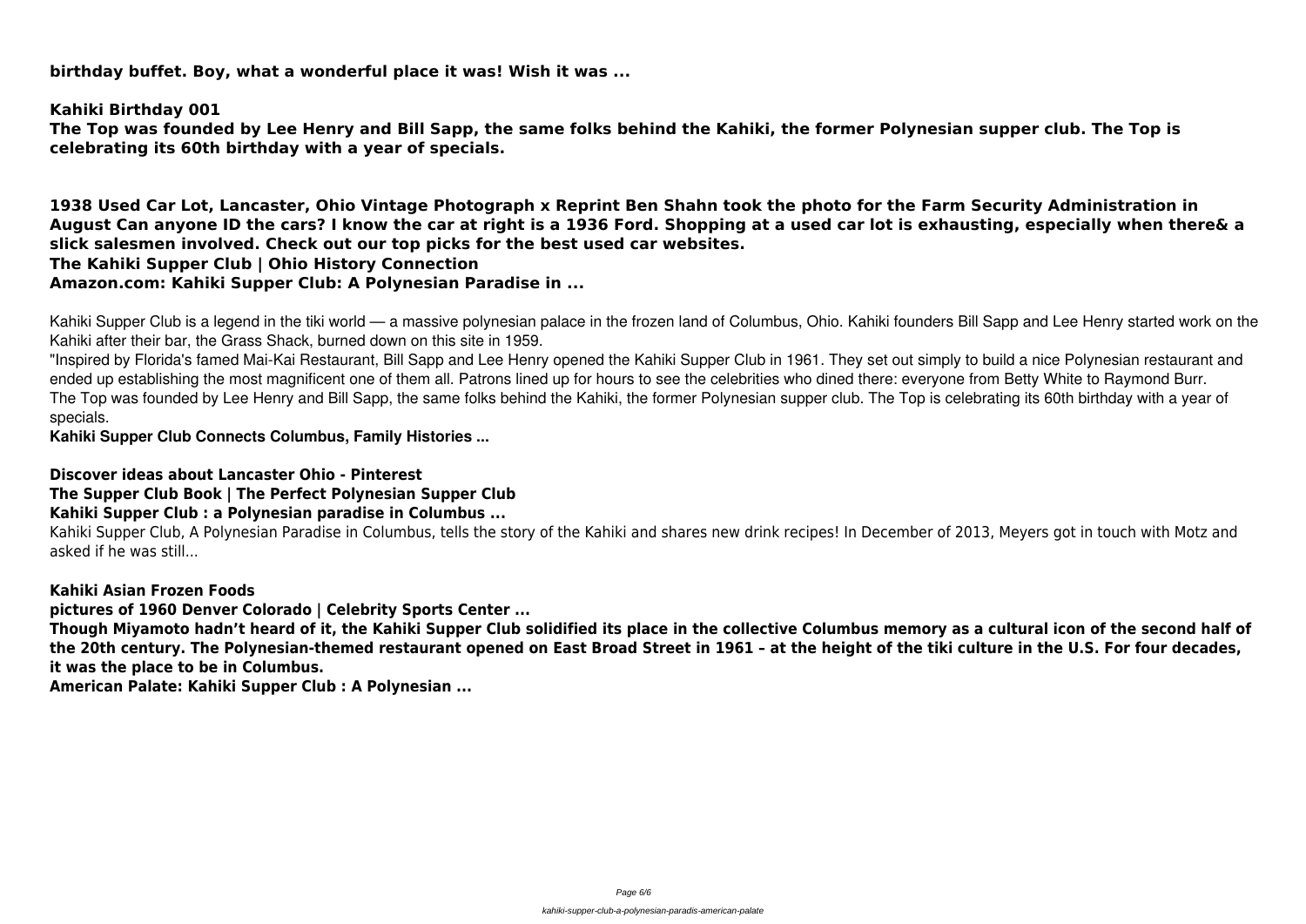**birthday buffet. Boy, what a wonderful place it was! Wish it was ...**

**Kahiki Birthday 001**

**The Top was founded by Lee Henry and Bill Sapp, the same folks behind the Kahiki, the former Polynesian supper club. The Top is celebrating its 60th birthday with a year of specials.**

**1938 Used Car Lot, Lancaster, Ohio Vintage Photograph x Reprint Ben Shahn took the photo for the Farm Security Administration in August Can anyone ID the cars? I know the car at right is a 1936 Ford. Shopping at a used car lot is exhausting, especially when there& a slick salesmen involved. Check out our top picks for the best used car websites.**

**The Kahiki Supper Club | Ohio History Connection**

**Amazon.com: Kahiki Supper Club: A Polynesian Paradise in ...**

Kahiki Supper Club is a legend in the tiki world — a massive polynesian palace in the frozen land of Columbus, Ohio. Kahiki founders Bill Sapp and Lee Henry started work on the Kahiki after their bar, the Grass Shack, burned down on this site in 1959.

"Inspired by Florida's famed Mai-Kai Restaurant, Bill Sapp and Lee Henry opened the Kahiki Supper Club in 1961. They set out simply to build a nice Polynesian restaurant and ended up establishing the most magnificent one of them all. Patrons lined up for hours to see the celebrities who dined there: everyone from Betty White to Raymond Burr.

The Top was founded by Lee Henry and Bill Sapp, the same folks behind the Kahiki, the former Polynesian supper club. The Top is celebrating its 60th birthday with a year of specials.

**Kahiki Supper Club Connects Columbus, Family Histories ...**

**Discover ideas about Lancaster Ohio - Pinterest**

**The Supper Club Book | The Perfect Polynesian Supper Club**

**Kahiki Supper Club : a Polynesian paradise in Columbus ...**

Kahiki Supper Club, A Polynesian Paradise in Columbus, tells the story of the Kahiki and shares new drink recipes! In December of 2013, Meyers got in touch with Motz and asked if he was still...

**Kahiki Asian Frozen Foods**

**pictures of 1960 Denver Colorado | Celebrity Sports Center ...**

**Though Miyamoto hadn't heard of it, the Kahiki Supper Club solidified its place in the collective Columbus memory as a cultural icon of the second half of the 20th century. The Polynesian-themed restaurant opened on East Broad Street in 1961 – at the height of the tiki culture in the U.S. For four decades, it was the place to be in Columbus.**

**American Palate: Kahiki Supper Club : A Polynesian ...**